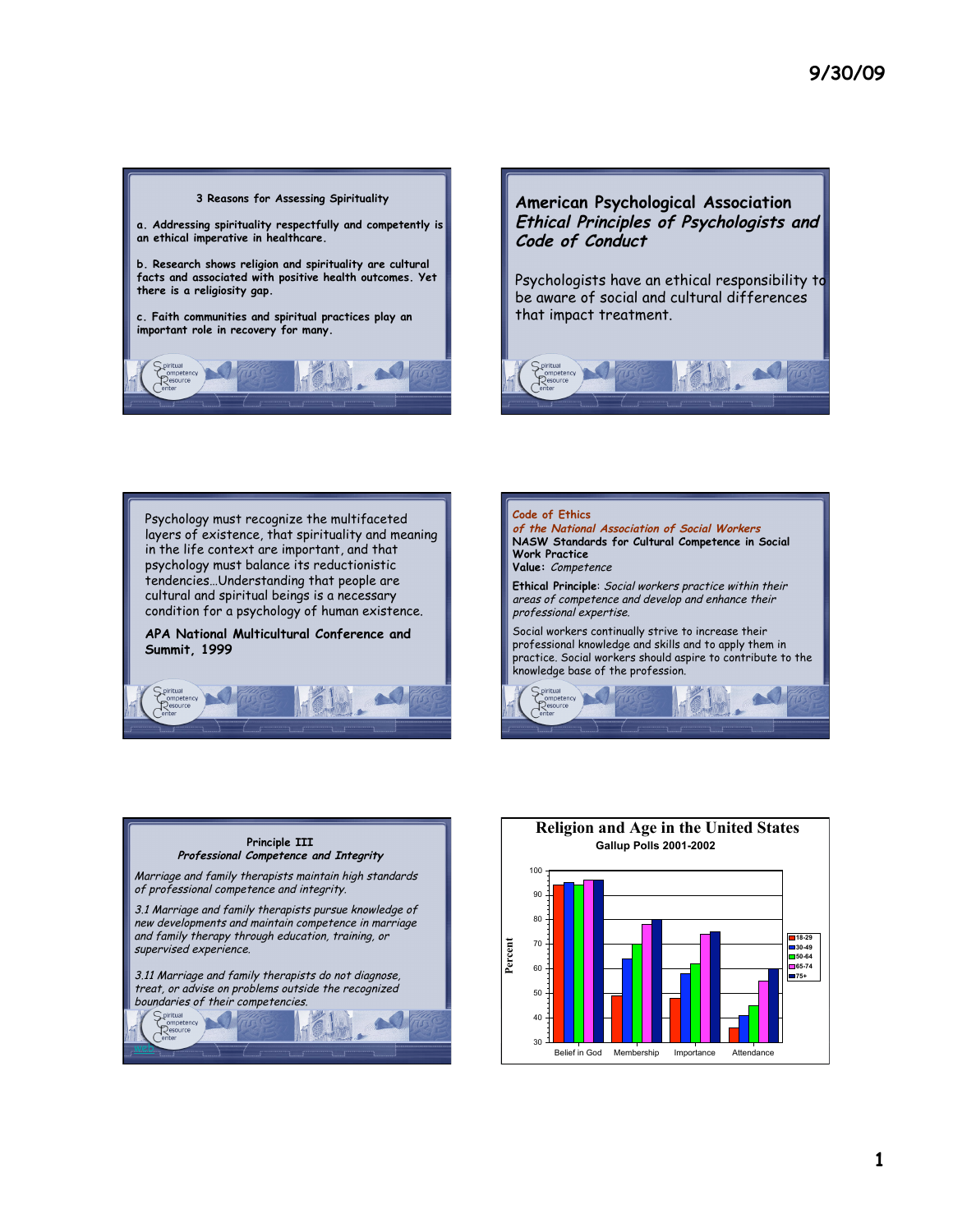### 3 Reasons for Assessing Spirituality

a. Addressing spirituality respectfully and competently is an ethical imperative in healthcare.

b. Research shows religion and spirituality are cultural facts and associated with positive health outcomes. Yet there is a religiosity gap.

c. Faith communities and spiritual practices play an important role in recovery for many.

### American Psychological Association *Ethical Principles of Psychologists and Code of Conduct*

Psychologists have an ethical responsibility to be aware of social and cultural differences that impact treatment.

Psychology must recognize the multifaceted layers of existence, that spirituality and meaning in the life context are important, and that psychology must balance its reductionistic tendencies…Understanding that people are cultural and spiritual beings is a necessary condition for a psychology of human existence.

**APA National Multicultural Conference and Summit, 1999**

### Code of Ethics *of the National Association of Social Workers*

**NASW Standards for Cultural Competence in Social Work Practice**

**Value:** *Competence*

**Ethical Principle**: *Social workers practice within their areas of competence and develop and enhance their professional expertise.*

Social workers continually strive to increase their professional knowledge and skills and to apply them in practice. Social workers should aspire to contribute to the knowledge base of the profession.

### Principle III *Professional Competence and Integrity*

*Marriage and family therapists maintain high standards of professional competence and integrity.*

*3.1 Marriage and family therapists pursue knowledge of new developments and maintain competence in marriage and family therapy through education, training, or supervised experience.*

*3.11 Marriage and family therapists do not diagnose, treat, or advise on problems outside the recognized boundaries of their competencies.*

web

### Religion and Age in the United States

Gallup Polls 2001-2002

(Bar chart: Percent (30–100) by age group 18-29, 30-49, 50-64, 65-74, 75+ for Belief in God, Membership, Importance, Attendance)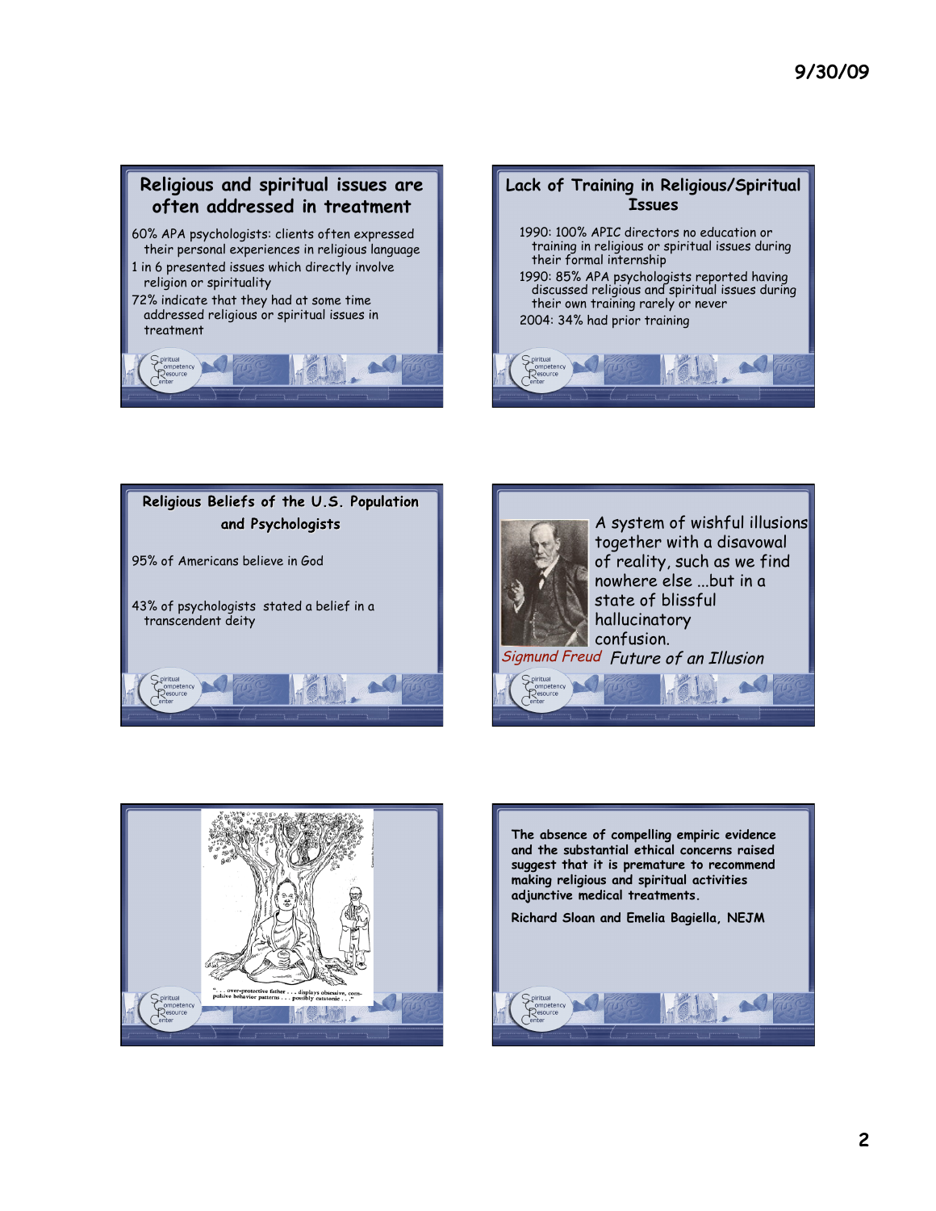## Religious and spiritual issues are often addressed in treatment

- 60% APA psychologists: clients often expressed their personal experiences in religious language
- 1 in 6 presented issues which directly involve religion or spirituality
- 72% indicate that they had at some time addressed religious or spiritual issues in treatment

## Lack of Training in Religious/Spiritual Issues

- 1990: 100% APIC directors no education or training in religious or spiritual issues during their formal internship
- 1990: 85% APA psychologists reported having discussed religious and spiritual issues during their own training rarely or never
- 2004: 34% had prior training

## Religious Beliefs of the U.S. Population and Psychologists

95% of Americans believe in God

43% of psychologists stated a belief in a transcendent deity

A system of wishful illusions together with a disavowal of reality, such as we find nowhere else ...but in a state of blissful hallucinatory confusion.

*Sigmund Freud* *Future of an Illusion*

". . . over-protective father . . . displays obsessive, compulsive behavior patterns . . . possibly catatonic . . ."

**The absence of compelling empiric evidence and the substantial ethical concerns raised suggest that it is premature to recommend making religious and spiritual activities adjunctive medical treatments.**

**Richard Sloan and Emelia Bagiella, NEJM**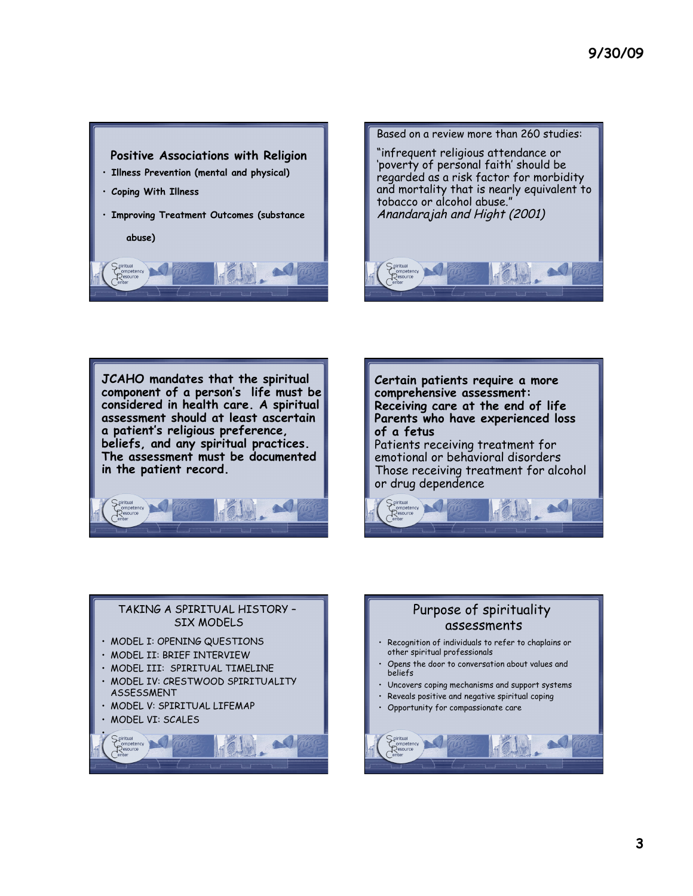## Positive Associations with Religion

- **Illness Prevention (mental and physical)**
- **Coping With Illness**
- **Improving Treatment Outcomes (substance abuse)**

Based on a review more than 260 studies:

"infrequent religious attendance or 'poverty of personal faith' should be regarded as a risk factor for morbidity and mortality that is nearly equivalent to tobacco or alcohol abuse."
*Anandarajah and Hight (2001)*

**JCAHO mandates that the spiritual component of a person's life must be considered in health care. A spiritual assessment should at least ascertain a patient's religious preference, beliefs, and any spiritual practices. The assessment must be documented in the patient record.**

**Certain patients require a more comprehensive assessment:**
**Receiving care at the end of life**
**Parents who have experienced loss of a fetus**
Patients receiving treatment for emotional or behavioral disorders
Those receiving treatment for alcohol or drug dependence

## TAKING A SPIRITUAL HISTORY – SIX MODELS

- MODEL I: OPENING QUESTIONS
- MODEL II: BRIEF INTERVIEW
- MODEL III: SPIRITUAL TIMELINE
- MODEL IV: CRESTWOOD SPIRITUALITY ASSESSMENT
- MODEL V: SPIRITUAL LIFEMAP
- MODEL VI: SCALES

## Purpose of spirituality assessments

- Recognition of individuals to refer to chaplains or other spiritual professionals
- Opens the door to conversation about values and beliefs
- Uncovers coping mechanisms and support systems
- Reveals positive and negative spiritual coping
- Opportunity for compassionate care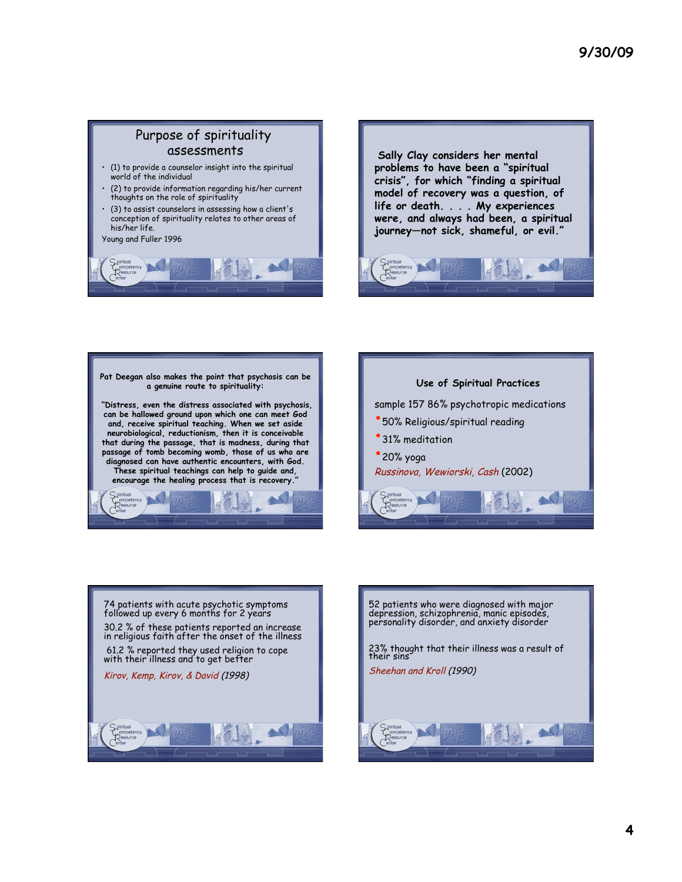## Purpose of spirituality assessments

- (1) to provide a counselor insight into the spiritual world of the individual
- (2) to provide information regarding his/her current thoughts on the role of spirituality
- (3) to assist counselors in assessing how a client's conception of spirituality relates to other areas of his/her life.

Young and Fuller 1996

---

Sally Clay considers her mental problems to have been a "spiritual crisis", for which "finding a spiritual model of recovery was a question, of life or death. . . . My experiences were, and always had been, a spiritual journey—not sick, shameful, or evil."

---

**Pat Deegan also makes the point that psychosis can be a genuine route to spirituality:**

**"Distress, even the distress associated with psychosis, can be hallowed ground upon which one can meet God and, receive spiritual teaching. When we set aside neurobiological, reductionism, then it is conceivable that during the passage, that is madness, during that passage of tomb becoming womb, those of us who are diagnosed can have authentic encounters, with God. These spiritual teachings can help to guide and, encourage the healing process that is recovery."**

---

## Use of Spiritual Practices

sample 157 86% psychotropic medications

- 50% Religious/spiritual reading
- 31% meditation
- 20% yoga

*Russinova, Wewiorski, Cash* (2002)

---

74 patients with acute psychotic symptoms followed up every 6 months for 2 years

30.2 % of these patients reported an increase in religious faith after the onset of the illness

61.2 % reported they used religion to cope with their illness and to get better

*Kirov, Kemp, Kirov, & David (1998)*

---

52 patients who were diagnosed with major depression, schizophrenia, manic episodes, personality disorder, and anxiety disorder

23% thought that their illness was a result of their sins

*Sheehan and Kroll (1990)*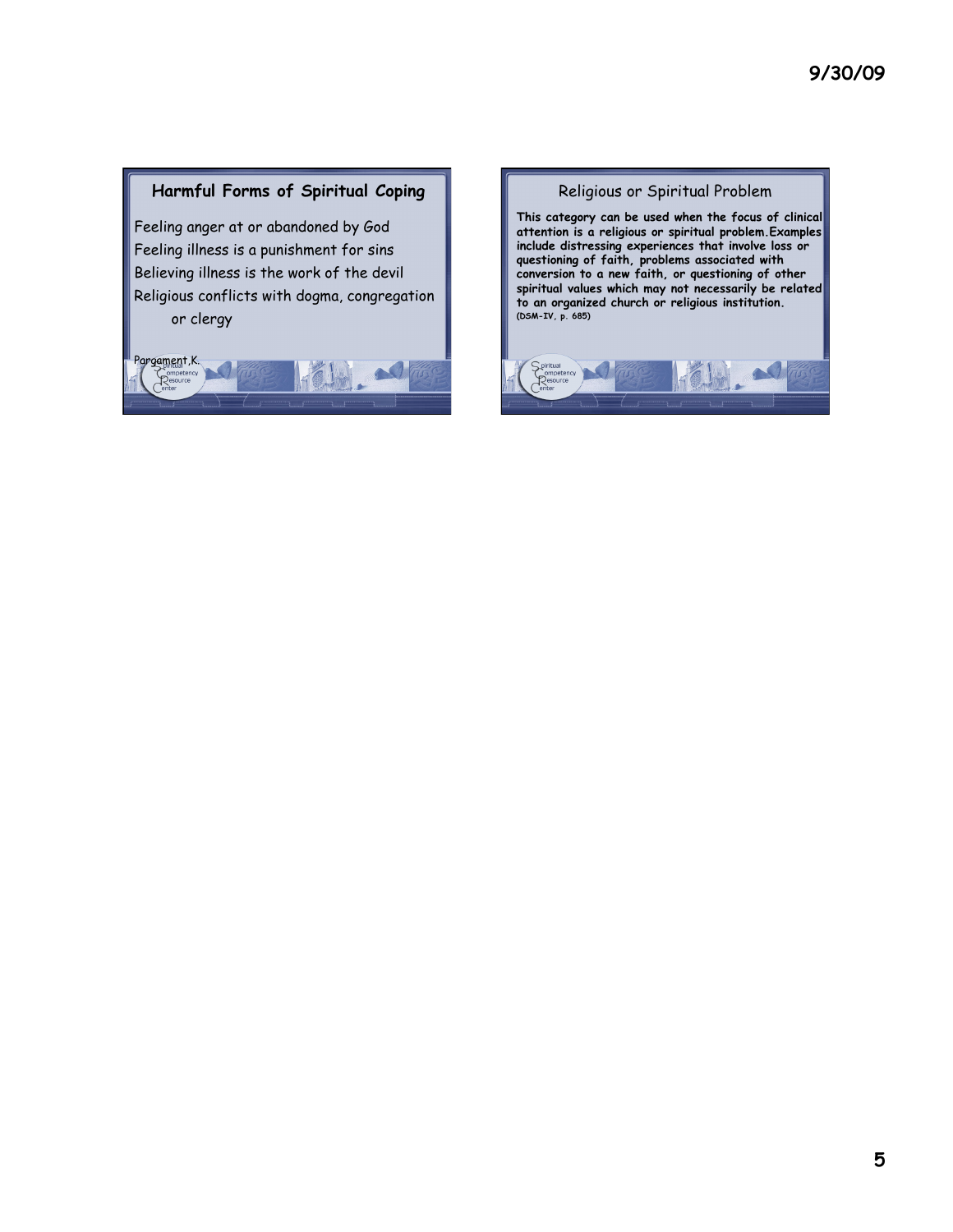## Harmful Forms of Spiritual Coping

Feeling anger at or abandoned by God
Feeling illness is a punishment for sins
Believing illness is the work of the devil
Religious conflicts with dogma, congregation or clergy

Pargament, K.

Spiritual Competency Resource Center

## Religious or Spiritual Problem

**This category can be used when the focus of clinical attention is a religious or spiritual problem. Examples include distressing experiences that involve loss or questioning of faith, problems associated with conversion to a new faith, or questioning of other spiritual values which may not necessarily be related to an organized church or religious institution.**
**(DSM-IV, p. 685)**

Spiritual Competency Resource Center